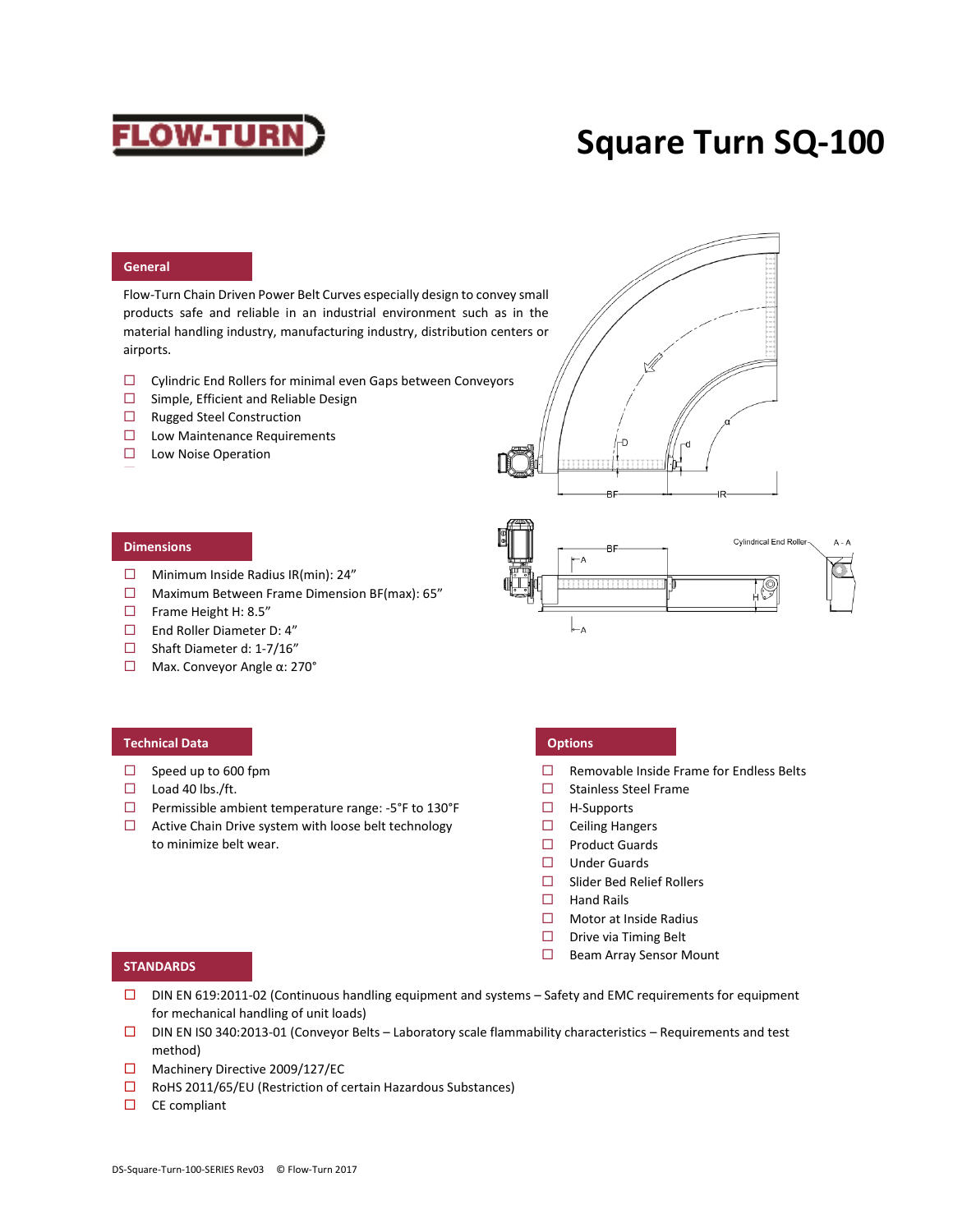# Square Turn SQ-100

## General

Flow-Turn Chain Driven Power Belt Curves especially design to convey small products safe and reliable in an industrial environment such as in the material handling industry, manufacturing industry, distribution centers or airports.

- Cylindric End Rollers for minimal even Gaps between Conveyors
- Simple, Efficient and Reliable Design
- Rugged Steel Construction
- Low Maintenance Requirements
- Low Noise Operation

## Dimensions

- Minimum Inside Radius IR(min): 24”
- Maximum Between Frame Dimension BF(max): 65”
- Frame Height H: 8.5”
- End Roller Diameter D: 4”
- Shaft Diameter d: 1-7/16”
- Max. Conveyor Angle α: 270°

## Technical Data

- Speed up to 600 fpm
- Load 40 lbs./ft.
- Permissible ambient temperature range: -5°F to 130°F
- Active Chain Drive system with loose belt technology to minimize belt wear.

## Options

- Removable Inside Frame for Endless Belts
- Stainless Steel Frame
- H-Supports
- Ceiling Hangers
- Product Guards
- Under Guards
- Slider Bed Relief Rollers
- Hand Rails
- Motor at Inside Radius
- Drive via Timing Belt
- Beam Array Sensor Mount

## STANDARDS

- DIN EN 619:2011-02 (Continuous handling equipment and systems – Safety and EMC requirements for equipment for mechanical handling of unit loads)
- DIN EN IS0 340:2013-01 (Conveyor Belts – Laboratory scale flammability characteristics – Requirements and test method)
- Machinery Directive 2009/127/EC
- RoHS 2011/65/EU (Restriction of certain Hazardous Substances)
- CE compliant

DS-Square-Turn-100-SERIES Rev03 © Flow-Turn 2017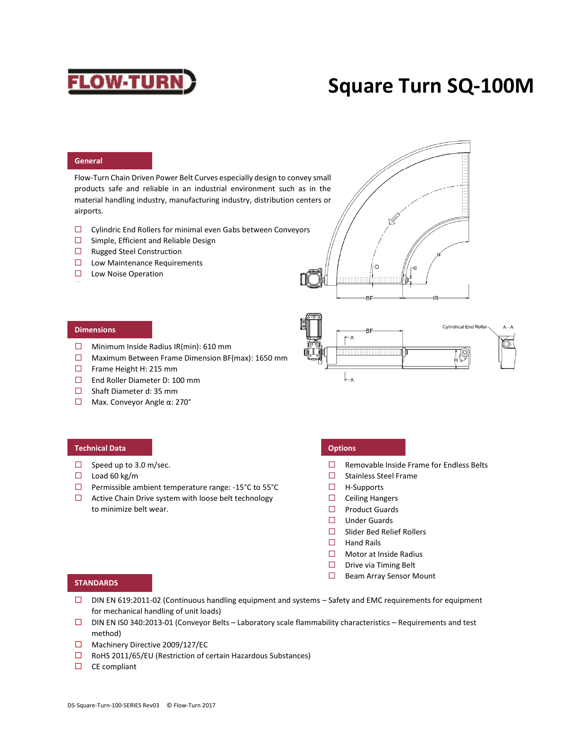# Square Turn SQ-100M

FLOW-TURN

## General

Flow-Turn Chain Driven Power Belt Curves especially design to convey small products safe and reliable in an industrial environment such as in the material handling industry, manufacturing industry, distribution centers or airports.

- Cylindric End Rollers for minimal even Gabs between Conveyors
- Simple, Efficient and Reliable Design
- Rugged Steel Construction
- Low Maintenance Requirements
- Low Noise Operation

D
d
α
BF
IR
BF
A
A
H
Cylindrical End Roller
A - A

## Dimensions

- Minimum Inside Radius IR(min): 610 mm
- Maximum Between Frame Dimension BF(max): 1650 mm
- Frame Height H: 215 mm
- End Roller Diameter D: 100 mm
- Shaft Diameter d: 35 mm
- Max. Conveyor Angle α: 270˚

## Technical Data

- Speed up to 3.0 m/sec.
- Load 60 kg/m
- Permissible ambient temperature range: -15°C to 55°C
- Active Chain Drive system with loose belt technology to minimize belt wear.

## Options

- Removable Inside Frame for Endless Belts
- Stainless Steel Frame
- H-Supports
- Ceiling Hangers
- Product Guards
- Under Guards
- Slider Bed Relief Rollers
- Hand Rails
- Motor at Inside Radius
- Drive via Timing Belt
- Beam Array Sensor Mount

## STANDARDS

- DIN EN 619:2011-02 (Continuous handling equipment and systems – Safety and EMC requirements for equipment for mechanical handling of unit loads)
- DIN EN IS0 340:2013-01 (Conveyor Belts – Laboratory scale flammability characteristics – Requirements and test method)
- Machinery Directive 2009/127/EC
- RoHS 2011/65/EU (Restriction of certain Hazardous Substances)
- CE compliant

DS-Square-Turn-100-SERIES Rev03 © Flow-Turn 2017